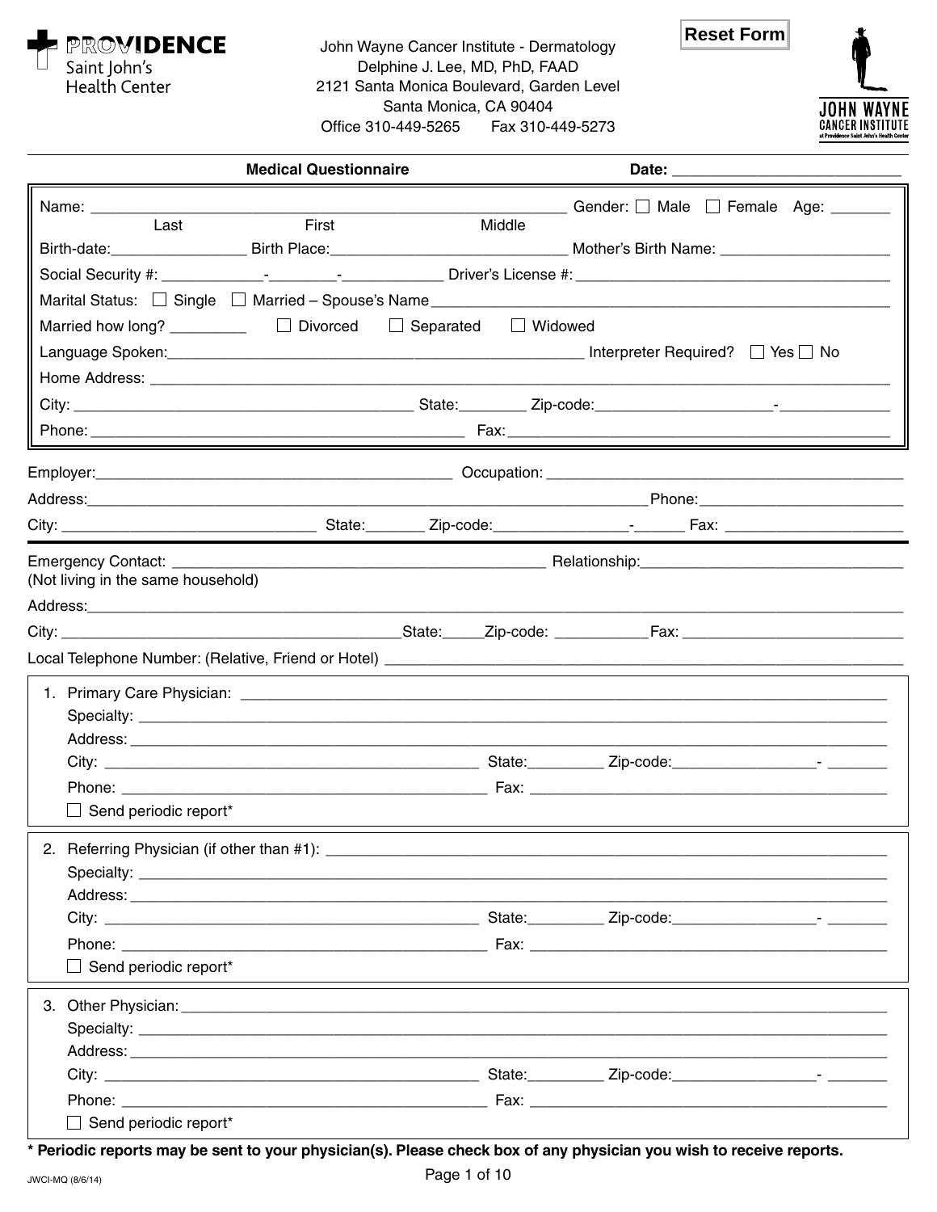Providence Saint John's Health Center

John Wayne Cancer Institute - Dermatology
Delphine J. Lee, MD, PhD, FAAD
2121 Santa Monica Boulevard, Garden Level
Santa Monica, CA 90404
Office 310-449-5265 Fax 310-449-5273

Reset Form

JOHN WAYNE CANCER INSTITUTE at Providence Saint John's Health Center

**Medical Questionnaire** **Date:** ___________________________

Name: ____________________________________________________ Gender: ☐ Male ☐ Female Age: _______
Last First Middle

Birth-date:________________ Birth Place:____________________________ Mother's Birth Name: ____________________

Social Security #: ____________-________-____________ Driver's License #: _____________________________________

Marital Status: ☐ Single ☐ Married – Spouse's Name___________________________________________________________

Married how long? _________ ☐ Divorced ☐ Separated ☐ Widowed

Language Spoken:__________________________________________________ Interpreter Required? ☐ Yes ☐ No

Home Address: ___________________________________________________________________________________

City: _________________________________________ State:________ Zip-code:_____________________-_____________

Phone: ______________________________________________ Fax: ______________________________________________

Employer:___________________________________________ Occupation: ____________________________________________

Address:_________________________________________________________________Phone:_________________________

City: ______________________________ State:_______ Zip-code:________________-______ Fax: _____________________

Emergency Contact: _____________________________________________ Relationship:_______________________________
(Not living in the same household)

Address:_____________________________________________________________________________________________

City: ________________________________________State:_____Zip-code: ___________Fax: ___________________________

Local Telephone Number: (Relative, Friend or Hotel) ____________________________________________________________

1. Primary Care Physician: ______________________________________________________________________________
   Specialty: ____________________________________________________________________________________________
   Address: _____________________________________________________________________________________________
   City: _____________________________________________ State:_________ Zip-code:_________________- _______
   Phone: ____________________________________________ Fax: __________________________________________
   ☐ Send periodic report*

2. Referring Physician (if other than #1): _____________________________________________________________________
   Specialty: ____________________________________________________________________________________________
   Address: _____________________________________________________________________________________________
   City: _____________________________________________ State:_________ Zip-code:_________________- _______
   Phone: ____________________________________________ Fax: __________________________________________
   ☐ Send periodic report*

3. Other Physician: _____________________________________________________________________________________
   Specialty: ____________________________________________________________________________________________
   Address: _____________________________________________________________________________________________
   City: _____________________________________________ State:_________ Zip-code:_________________- _______
   Phone: ____________________________________________ Fax: __________________________________________
   ☐ Send periodic report*

**\* Periodic reports may be sent to your physician(s). Please check box of any physician you wish to receive reports.**

JWCI-MQ (8/6/14)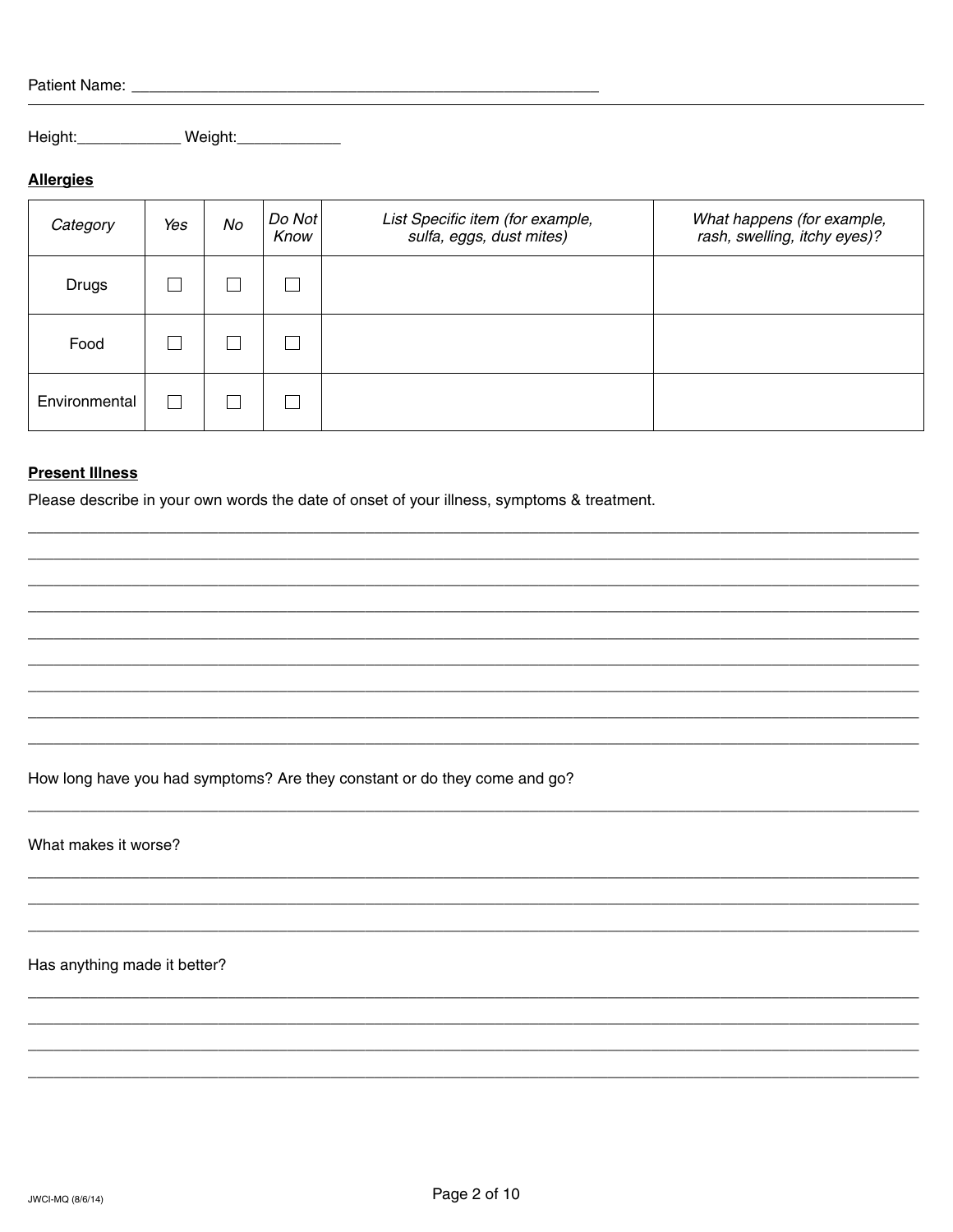Patient Name: ________________________________________________

Height:____________ Weight:____________

**Allergies**

| *Category* | *Yes* | *No* | *Do Not Know* | *List Specific item (for example, sulfa, eggs, dust mites)* | *What happens (for example, rash, swelling, itchy eyes)?* |
|---|---|---|---|---|---|
| Drugs | ☐ | ☐ | ☐ | | |
| Food | ☐ | ☐ | ☐ | | |
| Environmental | ☐ | ☐ | ☐ | | |

**Present Illness**

Please describe in your own words the date of onset of your illness, symptoms & treatment.

________________________________________________________________________________
________________________________________________________________________________
________________________________________________________________________________
________________________________________________________________________________
________________________________________________________________________________
________________________________________________________________________________
________________________________________________________________________________
________________________________________________________________________________
________________________________________________________________________________

How long have you had symptoms? Are they constant or do they come and go?

________________________________________________________________________________

What makes it worse?

________________________________________________________________________________
________________________________________________________________________________
________________________________________________________________________________

Has anything made it better?

________________________________________________________________________________
________________________________________________________________________________
________________________________________________________________________________
________________________________________________________________________________

JWCI-MQ (8/6/14)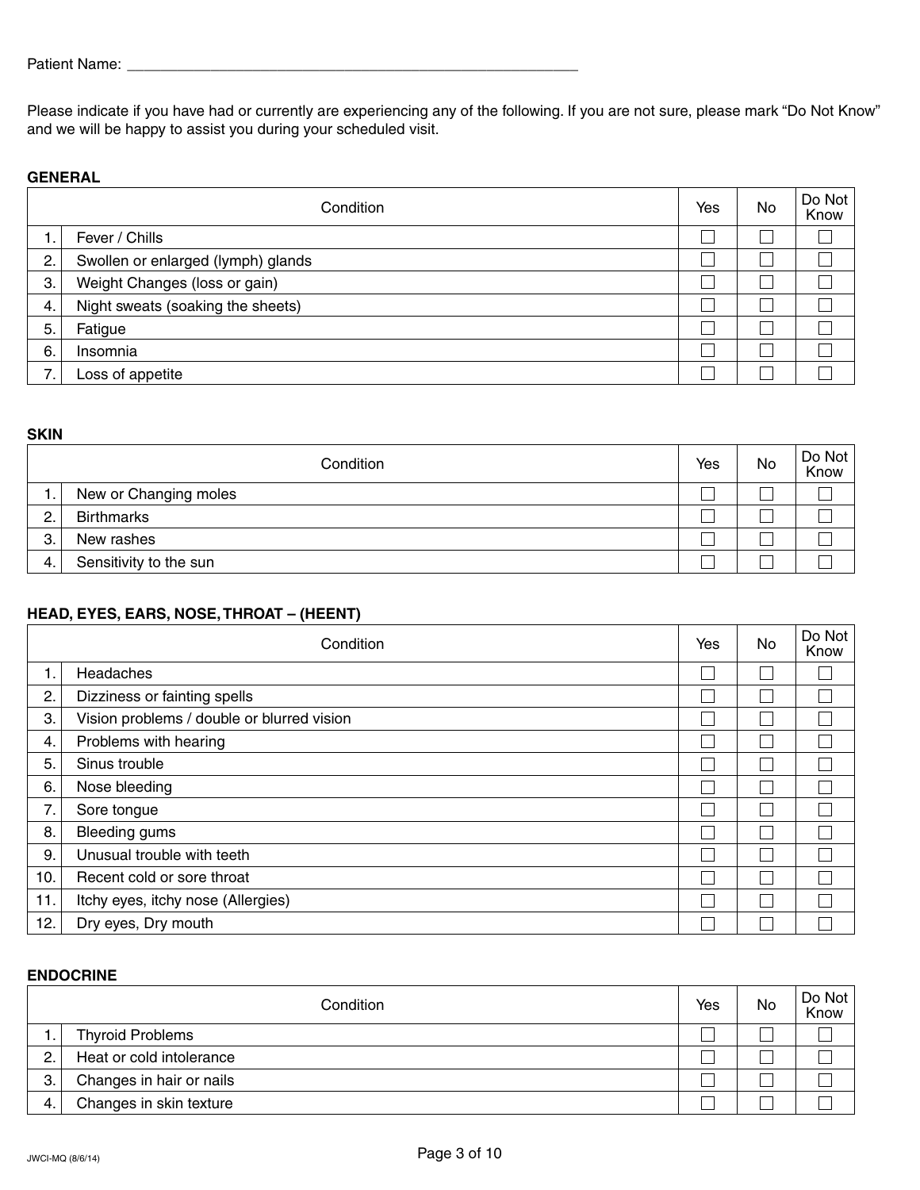Patient Name: ______________________________________________________

Please indicate if you have had or currently are experiencing any of the following. If you are not sure, please mark "Do Not Know" and we will be happy to assist you during your scheduled visit.

**GENERAL**

| | Condition | Yes | No | Do Not Know |
|---|---|---|---|---|
| 1. | Fever / Chills | ☐ | ☐ | ☐ |
| 2. | Swollen or enlarged (lymph) glands | ☐ | ☐ | ☐ |
| 3. | Weight Changes (loss or gain) | ☐ | ☐ | ☐ |
| 4. | Night sweats (soaking the sheets) | ☐ | ☐ | ☐ |
| 5. | Fatigue | ☐ | ☐ | ☐ |
| 6. | Insomnia | ☐ | ☐ | ☐ |
| 7. | Loss of appetite | ☐ | ☐ | ☐ |

**SKIN**

| | Condition | Yes | No | Do Not Know |
|---|---|---|---|---|
| 1. | New or Changing moles | ☐ | ☐ | ☐ |
| 2. | Birthmarks | ☐ | ☐ | ☐ |
| 3. | New rashes | ☐ | ☐ | ☐ |
| 4. | Sensitivity to the sun | ☐ | ☐ | ☐ |

**HEAD, EYES, EARS, NOSE, THROAT – (HEENT)**

| | Condition | Yes | No | Do Not Know |
|---|---|---|---|---|
| 1. | Headaches | ☐ | ☐ | ☐ |
| 2. | Dizziness or fainting spells | ☐ | ☐ | ☐ |
| 3. | Vision problems / double or blurred vision | ☐ | ☐ | ☐ |
| 4. | Problems with hearing | ☐ | ☐ | ☐ |
| 5. | Sinus trouble | ☐ | ☐ | ☐ |
| 6. | Nose bleeding | ☐ | ☐ | ☐ |
| 7. | Sore tongue | ☐ | ☐ | ☐ |
| 8. | Bleeding gums | ☐ | ☐ | ☐ |
| 9. | Unusual trouble with teeth | ☐ | ☐ | ☐ |
| 10. | Recent cold or sore throat | ☐ | ☐ | ☐ |
| 11. | Itchy eyes, itchy nose (Allergies) | ☐ | ☐ | ☐ |
| 12. | Dry eyes, Dry mouth | ☐ | ☐ | ☐ |

**ENDOCRINE**

| | Condition | Yes | No | Do Not Know |
|---|---|---|---|---|
| 1. | Thyroid Problems | ☐ | ☐ | ☐ |
| 2. | Heat or cold intolerance | ☐ | ☐ | ☐ |
| 3. | Changes in hair or nails | ☐ | ☐ | ☐ |
| 4. | Changes in skin texture | ☐ | ☐ | ☐ |

JWCI-MQ (8/6/14)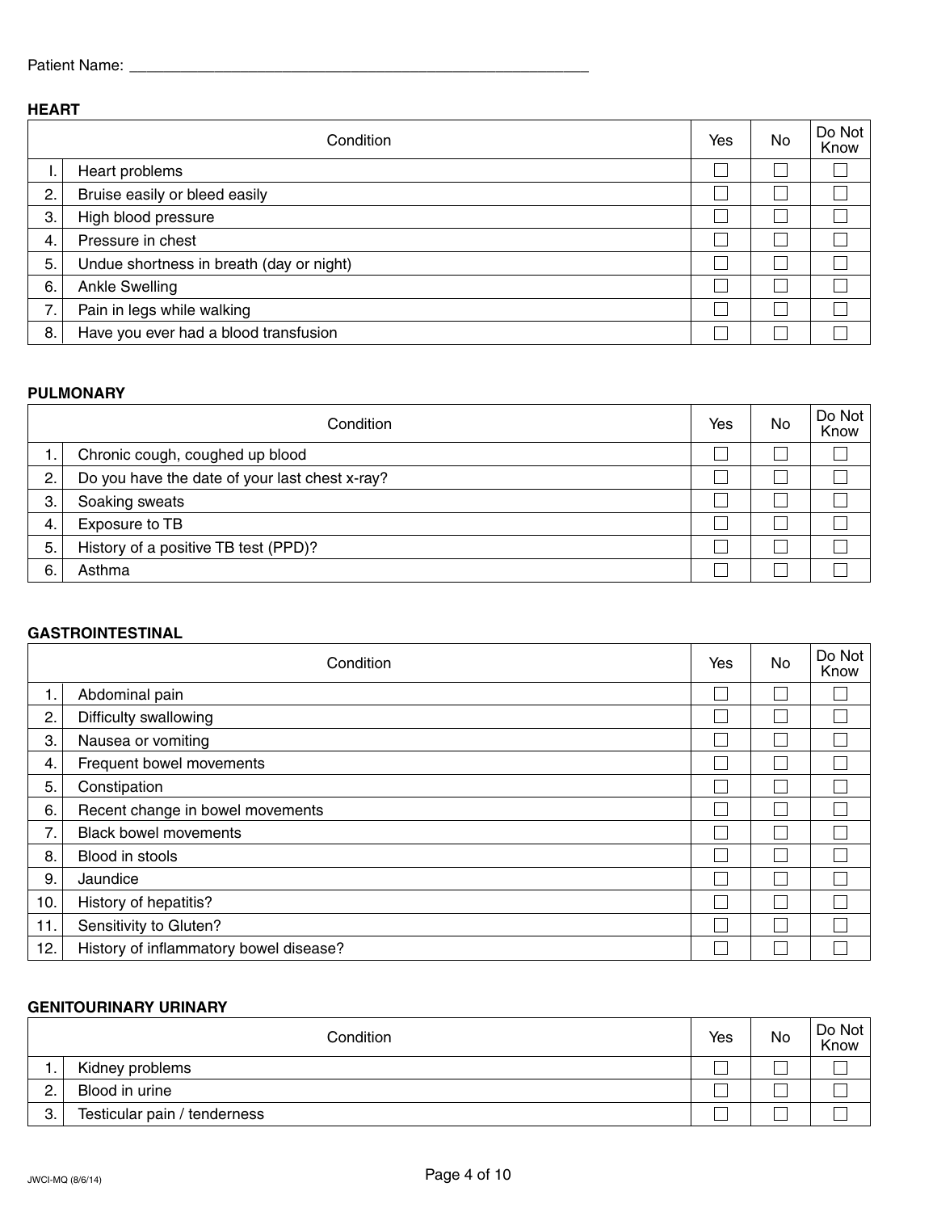Patient Name: \_\_\_\_\_\_\_\_\_\_\_\_\_\_\_\_\_\_\_\_\_\_\_\_\_\_\_\_\_\_\_\_\_\_\_\_\_\_\_\_\_\_\_\_\_\_\_\_\_\_\_\_

**HEART**

| | Condition | Yes | No | Do Not Know |
|---|---|---|---|---|
| I. | Heart problems | ☐ | ☐ | ☐ |
| 2. | Bruise easily or bleed easily | ☐ | ☐ | ☐ |
| 3. | High blood pressure | ☐ | ☐ | ☐ |
| 4. | Pressure in chest | ☐ | ☐ | ☐ |
| 5. | Undue shortness in breath (day or night) | ☐ | ☐ | ☐ |
| 6. | Ankle Swelling | ☐ | ☐ | ☐ |
| 7. | Pain in legs while walking | ☐ | ☐ | ☐ |
| 8. | Have you ever had a blood transfusion | ☐ | ☐ | ☐ |

**PULMONARY**

| | Condition | Yes | No | Do Not Know |
|---|---|---|---|---|
| 1. | Chronic cough, coughed up blood | ☐ | ☐ | ☐ |
| 2. | Do you have the date of your last chest x-ray? | ☐ | ☐ | ☐ |
| 3. | Soaking sweats | ☐ | ☐ | ☐ |
| 4. | Exposure to TB | ☐ | ☐ | ☐ |
| 5. | History of a positive TB test (PPD)? | ☐ | ☐ | ☐ |
| 6. | Asthma | ☐ | ☐ | ☐ |

**GASTROINTESTINAL**

| | Condition | Yes | No | Do Not Know |
|---|---|---|---|---|
| 1. | Abdominal pain | ☐ | ☐ | ☐ |
| 2. | Difficulty swallowing | ☐ | ☐ | ☐ |
| 3. | Nausea or vomiting | ☐ | ☐ | ☐ |
| 4. | Frequent bowel movements | ☐ | ☐ | ☐ |
| 5. | Constipation | ☐ | ☐ | ☐ |
| 6. | Recent change in bowel movements | ☐ | ☐ | ☐ |
| 7. | Black bowel movements | ☐ | ☐ | ☐ |
| 8. | Blood in stools | ☐ | ☐ | ☐ |
| 9. | Jaundice | ☐ | ☐ | ☐ |
| 10. | History of hepatitis? | ☐ | ☐ | ☐ |
| 11. | Sensitivity to Gluten? | ☐ | ☐ | ☐ |
| 12. | History of inflammatory bowel disease? | ☐ | ☐ | ☐ |

**GENITOURINARY URINARY**

| | Condition | Yes | No | Do Not Know |
|---|---|---|---|---|
| 1. | Kidney problems | ☐ | ☐ | ☐ |
| 2. | Blood in urine | ☐ | ☐ | ☐ |
| 3. | Testicular pain / tenderness | ☐ | ☐ | ☐ |

JWCI-MQ (8/6/14)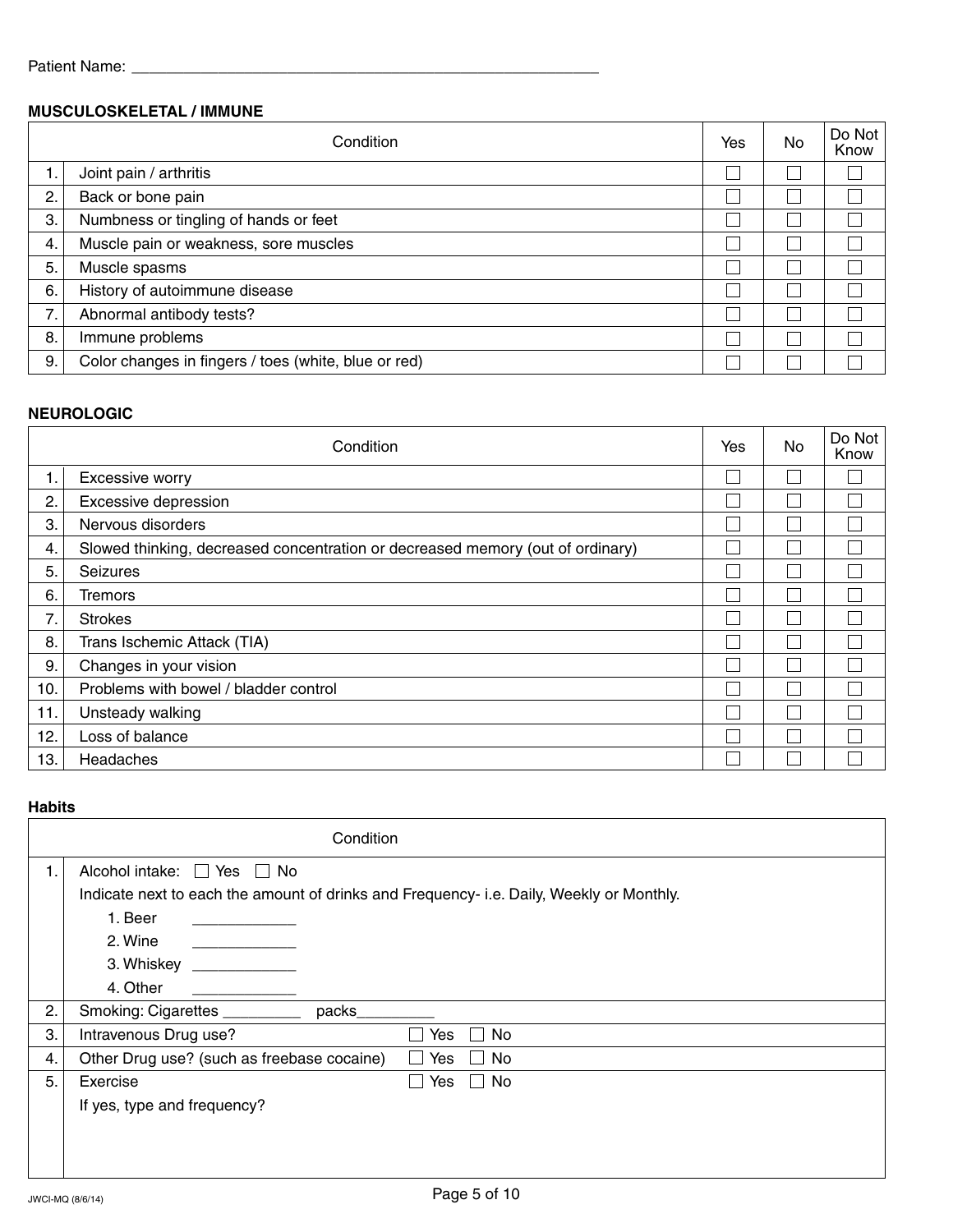Patient Name: ______________________________________________________

**MUSCULOSKELETAL / IMMUNE**

| | Condition | Yes | No | Do Not Know |
|---|---|---|---|---|
| 1. | Joint pain / arthritis | ☐ | ☐ | ☐ |
| 2. | Back or bone pain | ☐ | ☐ | ☐ |
| 3. | Numbness or tingling of hands or feet | ☐ | ☐ | ☐ |
| 4. | Muscle pain or weakness, sore muscles | ☐ | ☐ | ☐ |
| 5. | Muscle spasms | ☐ | ☐ | ☐ |
| 6. | History of autoimmune disease | ☐ | ☐ | ☐ |
| 7. | Abnormal antibody tests? | ☐ | ☐ | ☐ |
| 8. | Immune problems | ☐ | ☐ | ☐ |
| 9. | Color changes in fingers / toes (white, blue or red) | ☐ | ☐ | ☐ |

**NEUROLOGIC**

| | Condition | Yes | No | Do Not Know |
|---|---|---|---|---|
| 1. | Excessive worry | ☐ | ☐ | ☐ |
| 2. | Excessive depression | ☐ | ☐ | ☐ |
| 3. | Nervous disorders | ☐ | ☐ | ☐ |
| 4. | Slowed thinking, decreased concentration or decreased memory (out of ordinary) | ☐ | ☐ | ☐ |
| 5. | Seizures | ☐ | ☐ | ☐ |
| 6. | Tremors | ☐ | ☐ | ☐ |
| 7. | Strokes | ☐ | ☐ | ☐ |
| 8. | Trans Ischemic Attack (TIA) | ☐ | ☐ | ☐ |
| 9. | Changes in your vision | ☐ | ☐ | ☐ |
| 10. | Problems with bowel / bladder control | ☐ | ☐ | ☐ |
| 11. | Unsteady walking | ☐ | ☐ | ☐ |
| 12. | Loss of balance | ☐ | ☐ | ☐ |
| 13. | Headaches | ☐ | ☐ | ☐ |

**Habits**

| | Condition |
|---|---|
| 1. | Alcohol intake: ☐ Yes ☐ No<br>Indicate next to each the amount of drinks and Frequency- i.e. Daily, Weekly or Monthly.<br>1. Beer ____________<br>2. Wine ____________<br>3. Whiskey ____________<br>4. Other ____________ |
| 2. | Smoking: Cigarettes _________ packs_________ |
| 3. | Intravenous Drug use? ☐ Yes ☐ No |
| 4. | Other Drug use? (such as freebase cocaine) ☐ Yes ☐ No |
| 5. | Exercise ☐ Yes ☐ No<br>If yes, type and frequency? |

JWCI-MQ (8/6/14)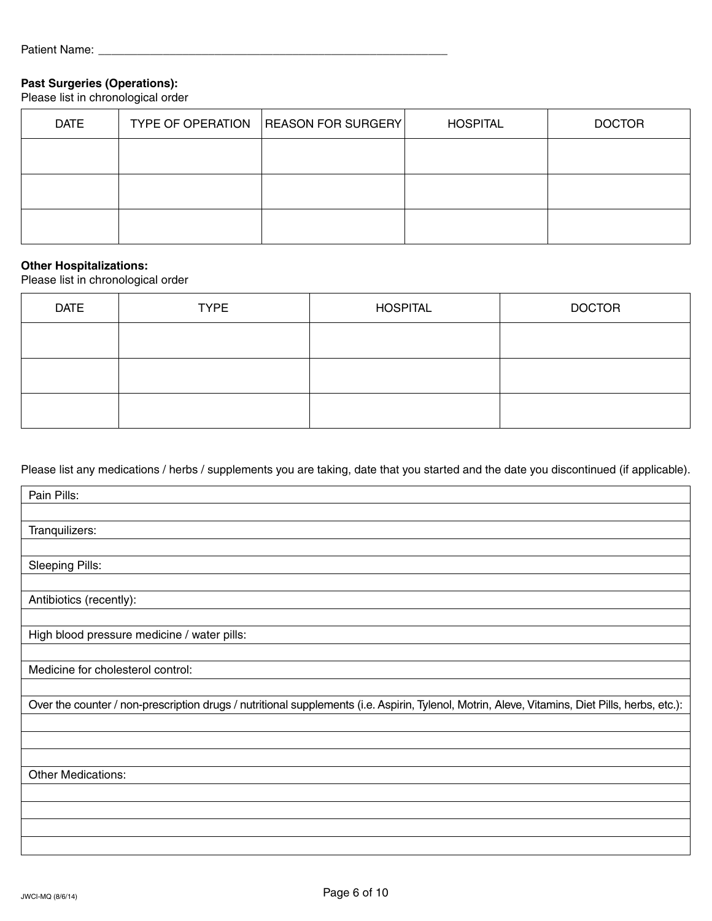Patient Name: ______________________________________________________

**Past Surgeries (Operations):**
Please list in chronological order

| DATE | TYPE OF OPERATION | REASON FOR SURGERY | HOSPITAL | DOCTOR |
|---|---|---|---|---|
| | | | | |
| | | | | |
| | | | | |

**Other Hospitalizations:**
Please list in chronological order

| DATE | TYPE | HOSPITAL | DOCTOR |
|---|---|---|---|
| | | | |
| | | | |
| | | | |

Please list any medications / herbs / supplements you are taking, date that you started and the date you discontinued (if applicable).

| |
|---|
| Pain Pills: |
| |
| Tranquilizers: |
| |
| Sleeping Pills: |
| |
| Antibiotics (recently): |
| |
| High blood pressure medicine / water pills: |
| |
| Medicine for cholesterol control: |
| |
| Over the counter / non-prescription drugs / nutritional supplements (i.e. Aspirin, Tylenol, Motrin, Aleve, Vitamins, Diet Pills, herbs, etc.): |
| |
| |
| |
| Other Medications: |
| |
| |
| |
| |

JWCI-MQ (8/6/14)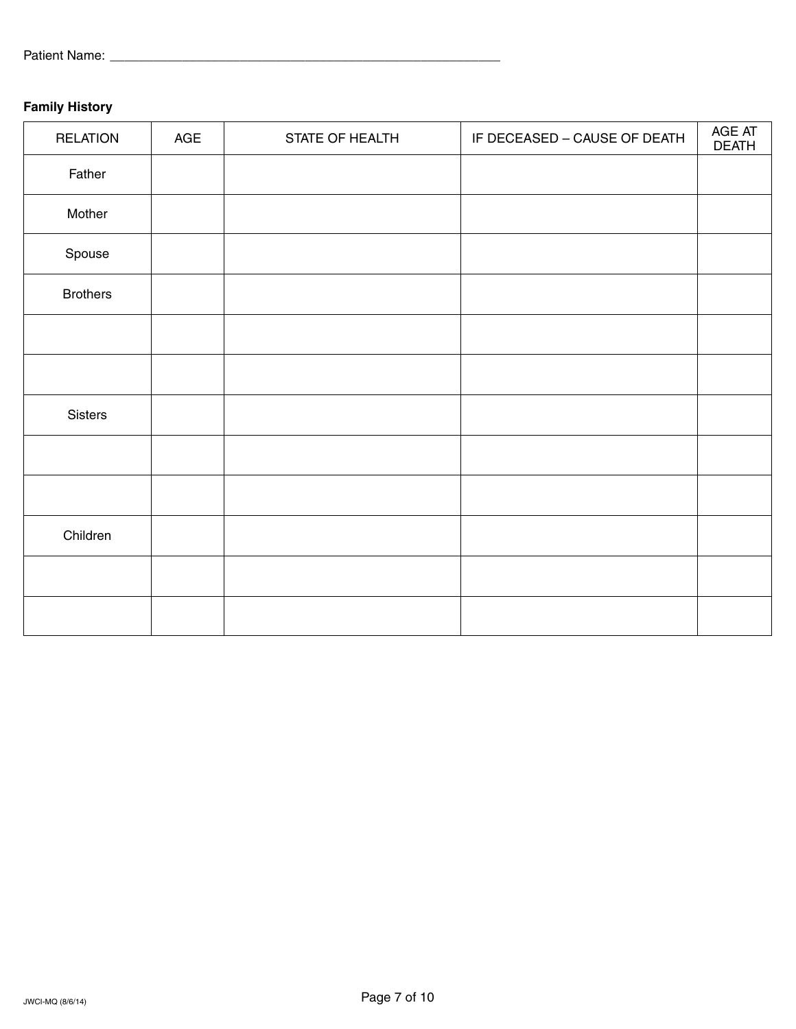Patient Name: ______________________________________________________

**Family History**

| RELATION | AGE | STATE OF HEALTH | IF DECEASED – CAUSE OF DEATH | AGE AT DEATH |
|---|---|---|---|---|
| Father | | | | |
| Mother | | | | |
| Spouse | | | | |
| Brothers | | | | |
| | | | | |
| | | | | |
| Sisters | | | | |
| | | | | |
| | | | | |
| Children | | | | |
| | | | | |
| | | | | |

JWCI-MQ (8/6/14)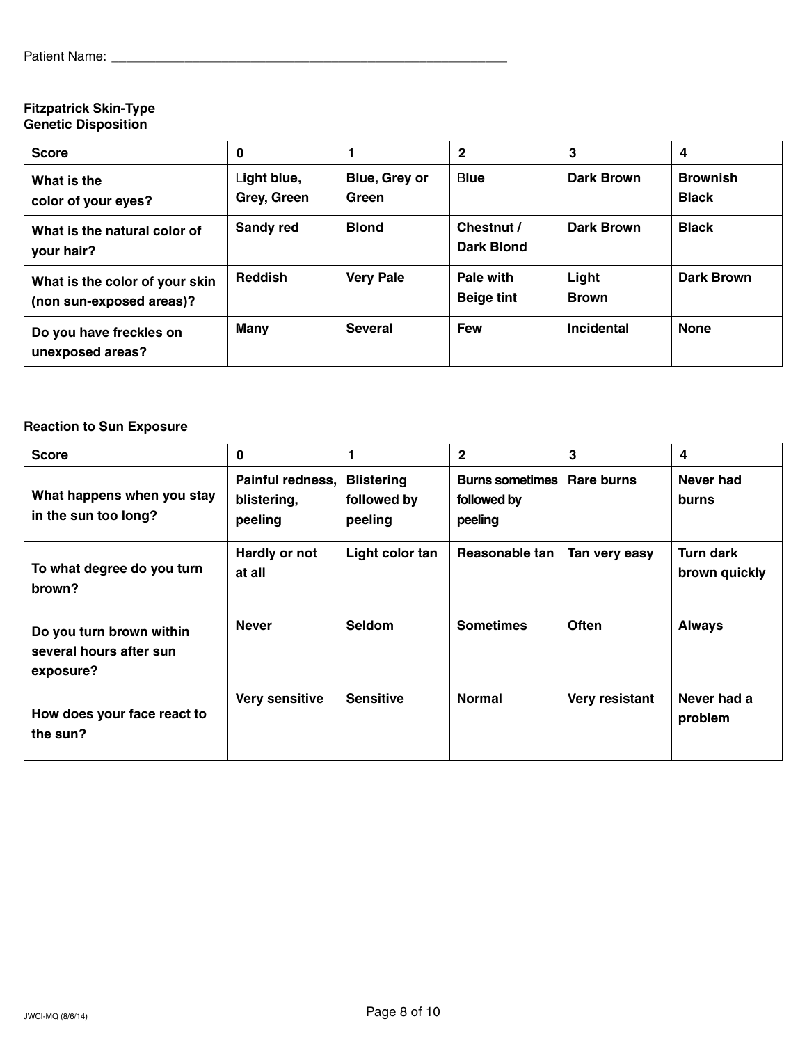Patient Name: ____________________________________________________

**Fitzpatrick Skin-Type**
**Genetic Disposition**

| Score | 0 | 1 | 2 | 3 | 4 |
|---|---|---|---|---|---|
| What is the color of your eyes? | Light blue, Grey, Green | Blue, Grey or Green | Blue | Dark Brown | Brownish Black |
| What is the natural color of your hair? | Sandy red | Blond | Chestnut / Dark Blond | Dark Brown | Black |
| What is the color of your skin (non sun-exposed areas)? | Reddish | Very Pale | Pale with Beige tint | Light Brown | Dark Brown |
| Do you have freckles on unexposed areas? | Many | Several | Few | Incidental | None |

**Reaction to Sun Exposure**

| Score | 0 | 1 | 2 | 3 | 4 |
|---|---|---|---|---|---|
| What happens when you stay in the sun too long? | Painful redness, blistering, peeling | Blistering followed by peeling | Burns sometimes followed by peeling | Rare burns | Never had burns |
| To what degree do you turn brown? | Hardly or not at all | Light color tan | Reasonable tan | Tan very easy | Turn dark brown quickly |
| Do you turn brown within several hours after sun exposure? | Never | Seldom | Sometimes | Often | Always |
| How does your face react to the sun? | Very sensitive | Sensitive | Normal | Very resistant | Never had a problem |

JWCI-MQ (8/6/14)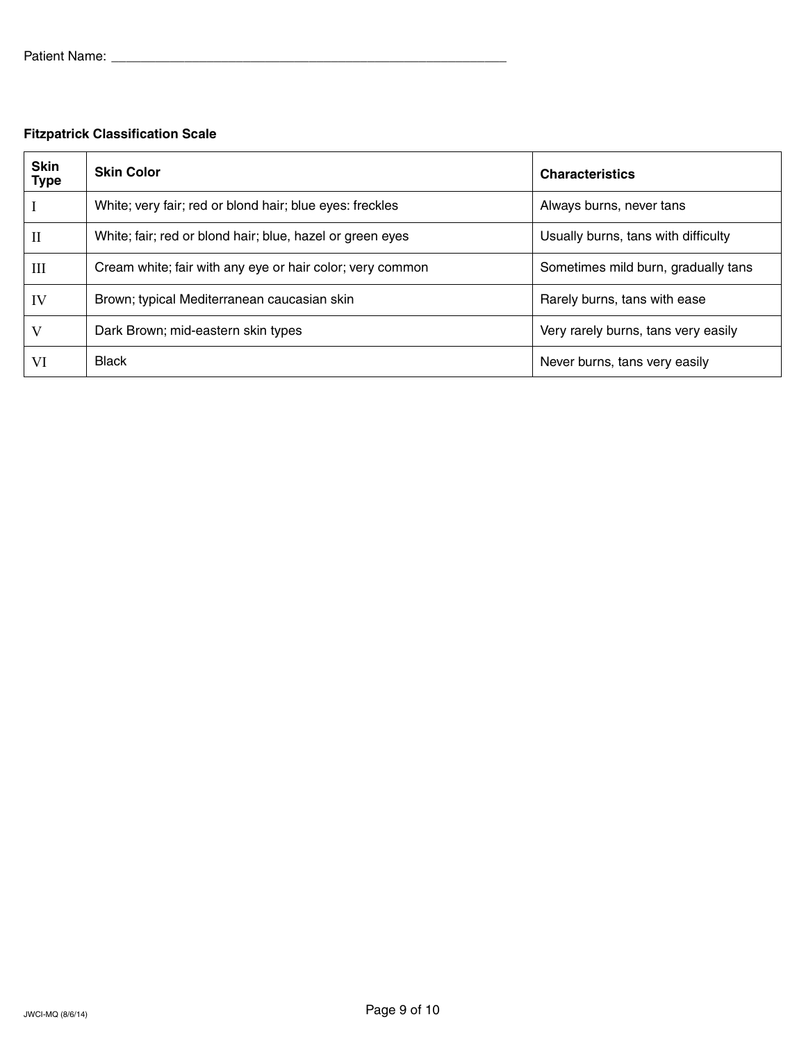Patient Name: _______________________________________________________

**Fitzpatrick Classification Scale**

| Skin Type | Skin Color | Characteristics |
|---|---|---|
| I | White; very fair; red or blond hair; blue eyes: freckles | Always burns, never tans |
| II | White; fair; red or blond hair; blue, hazel or green eyes | Usually burns, tans with difficulty |
| III | Cream white; fair with any eye or hair color; very common | Sometimes mild burn, gradually tans |
| IV | Brown; typical Mediterranean caucasian skin | Rarely burns, tans with ease |
| V | Dark Brown; mid-eastern skin types | Very rarely burns, tans very easily |
| VI | Black | Never burns, tans very easily |

JWCI-MQ (8/6/14)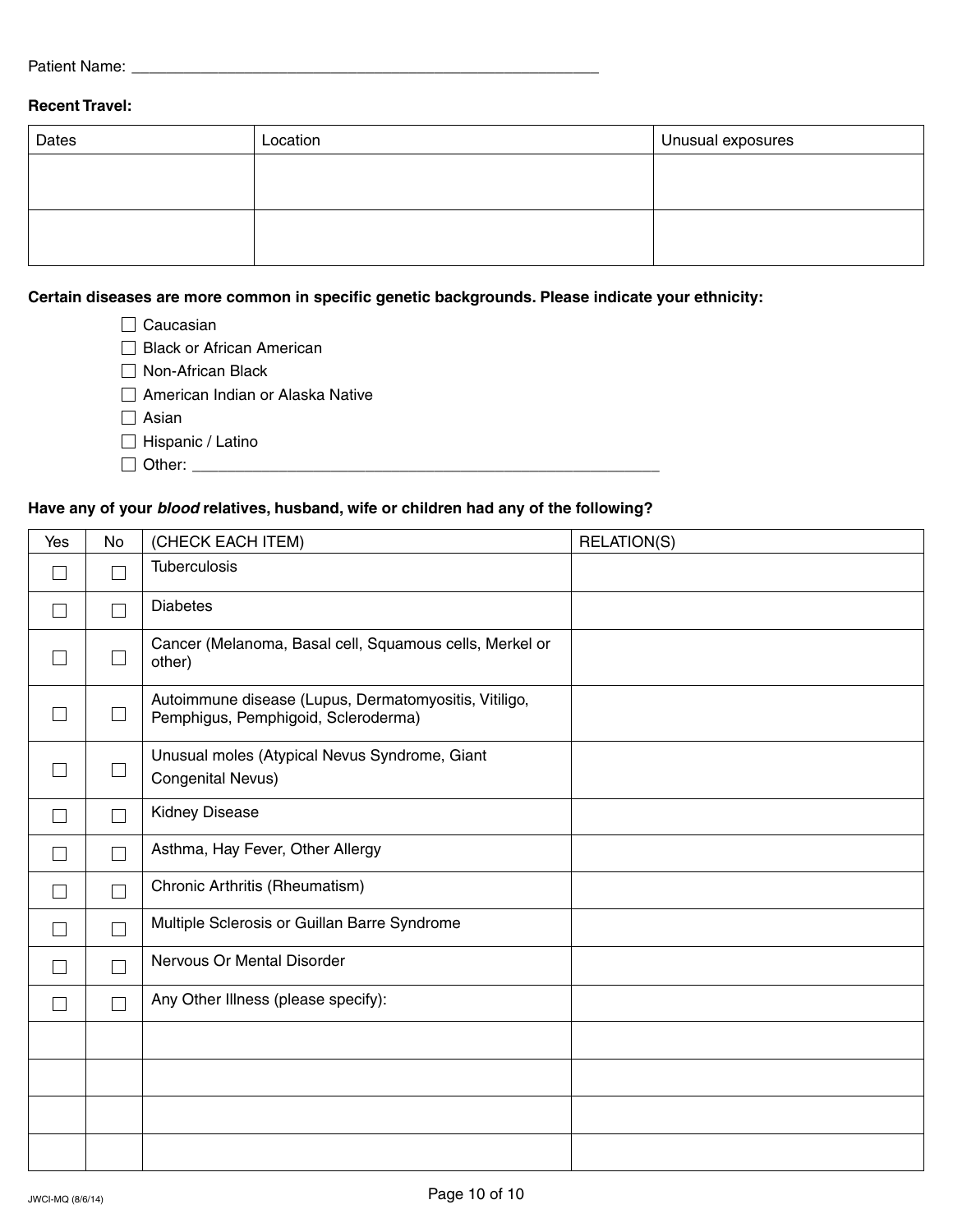Patient Name: ______________________________________________________

**Recent Travel:**

| Dates | Location | Unusual exposures |
|---|---|---|
| | | |
| | | |

**Certain diseases are more common in specific genetic backgrounds. Please indicate your ethnicity:**

- ☐ Caucasian
- ☐ Black or African American
- ☐ Non-African Black
- ☐ American Indian or Alaska Native
- ☐ Asian
- ☐ Hispanic / Latino
- ☐ Other: ______________________________________________________

**Have any of your *blood* relatives, husband, wife or children had any of the following?**

| Yes | No | (CHECK EACH ITEM) | RELATION(S) |
|---|---|---|---|
| ☐ | ☐ | Tuberculosis | |
| ☐ | ☐ | Diabetes | |
| ☐ | ☐ | Cancer (Melanoma, Basal cell, Squamous cells, Merkel or other) | |
| ☐ | ☐ | Autoimmune disease (Lupus, Dermatomyositis, Vitiligo, Pemphigus, Pemphigoid, Scleroderma) | |
| ☐ | ☐ | Unusual moles (Atypical Nevus Syndrome, Giant Congenital Nevus) | |
| ☐ | ☐ | Kidney Disease | |
| ☐ | ☐ | Asthma, Hay Fever, Other Allergy | |
| ☐ | ☐ | Chronic Arthritis (Rheumatism) | |
| ☐ | ☐ | Multiple Sclerosis or Guillan Barre Syndrome | |
| ☐ | ☐ | Nervous Or Mental Disorder | |
| ☐ | ☐ | Any Other Illness (please specify): | |
| | | | |
| | | | |
| | | | |
| | | | |

JWCI-MQ (8/6/14)